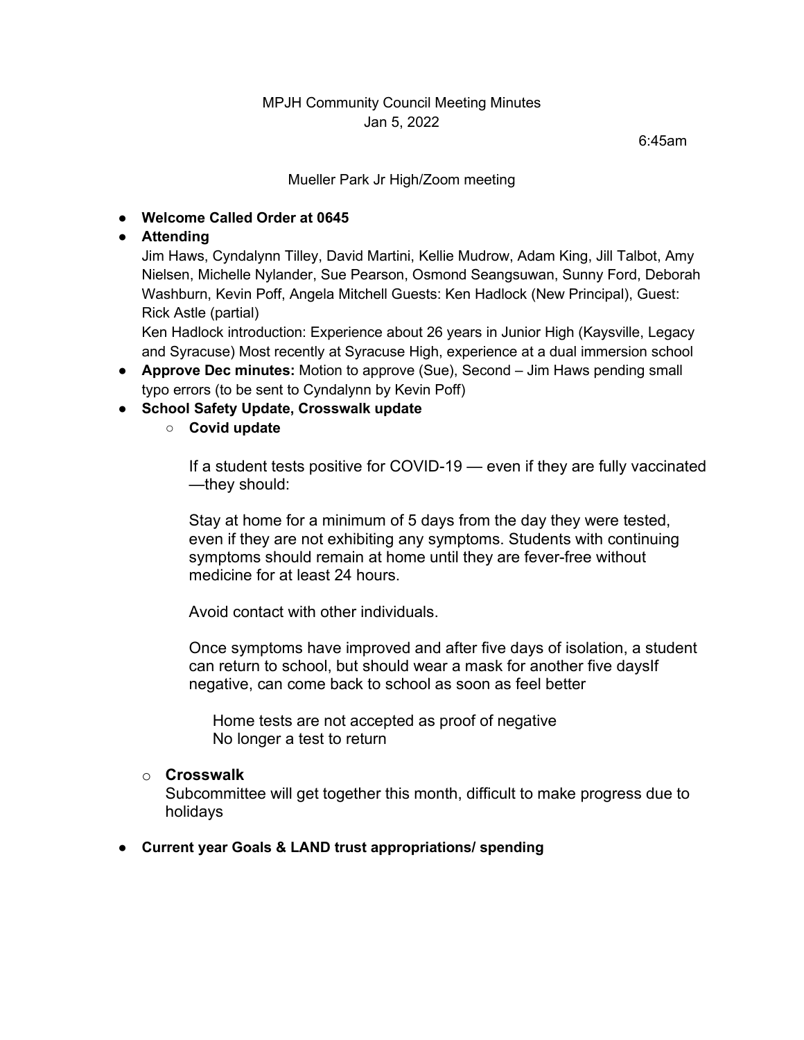MPJH Community Council Meeting Minutes
Jan 5, 2022

6:45am

Mueller Park Jr High/Zoom meeting

- **Welcome Called Order at 0645**
- **Attending**
  Jim Haws, Cyndalynn Tilley, David Martini, Kellie Mudrow, Adam King, Jill Talbot, Amy Nielsen, Michelle Nylander, Sue Pearson, Osmond Seangsuwan, Sunny Ford, Deborah Washburn, Kevin Poff, Angela Mitchell Guests: Ken Hadlock (New Principal), Guest: Rick Astle (partial)
  Ken Hadlock introduction: Experience about 26 years in Junior High (Kaysville, Legacy and Syracuse) Most recently at Syracuse High, experience at a dual immersion school
- **Approve Dec minutes:** Motion to approve (Sue), Second – Jim Haws pending small typo errors (to be sent to Cyndalynn by Kevin Poff)
- **School Safety Update, Crosswalk update**
  - **Covid update**

    If a student tests positive for COVID-19 — even if they are fully vaccinated —they should:

    Stay at home for a minimum of 5 days from the day they were tested, even if they are not exhibiting any symptoms. Students with continuing symptoms should remain at home until they are fever-free without medicine for at least 24 hours.

    Avoid contact with other individuals.

    Once symptoms have improved and after five days of isolation, a student can return to school, but should wear a mask for another five daysIf negative, can come back to school as soon as feel better

    Home tests are not accepted as proof of negative
    No longer a test to return

  - **Crosswalk**
    Subcommittee will get together this month, difficult to make progress due to holidays

- **Current year Goals & LAND trust appropriations/ spending**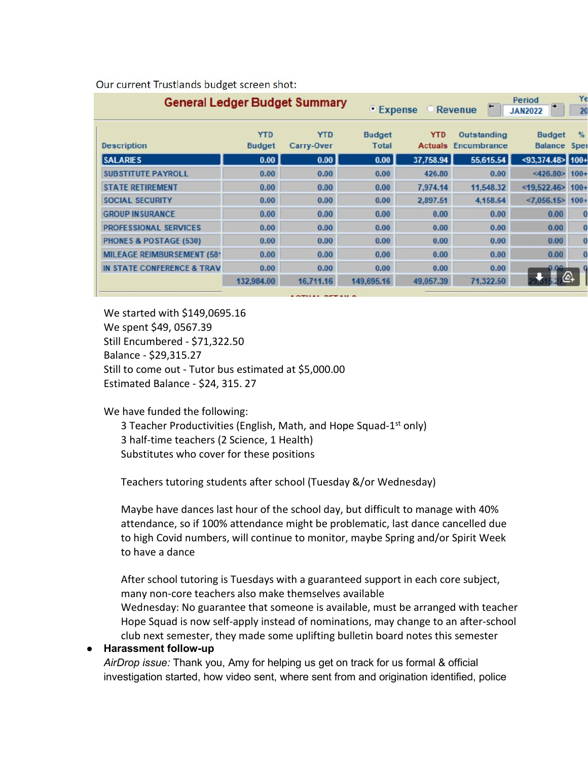Our current Trustlands budget screen shot:

**General Ledger Budget Summary** — ◉ Expense ○ Revenue — Period JAN2022

| Description | YTD Budget | YTD Carry-Over | Budget Total | YTD Actuals | Outstanding Encumbrance | Budget Balance | % Spe |
|---|---|---|---|---|---|---|---|
| SALARIES | 0.00 | 0.00 | 0.00 | 37,758.94 | 55,615.54 | <93,374.48> | 100+ |
| SUBSTITUTE PAYROLL | 0.00 | 0.00 | 0.00 | 426.80 | 0.00 | <426.80> | 100+ |
| STATE RETIREMENT | 0.00 | 0.00 | 0.00 | 7,974.14 | 11,548.32 | <19,522.46> | 100+ |
| SOCIAL SECURITY | 0.00 | 0.00 | 0.00 | 2,897.51 | 4,158.64 | <7,056.15> | 100+ |
| GROUP INSURANCE | 0.00 | 0.00 | 0.00 | 0.00 | 0.00 | 0.00 | 0 |
| PROFESSIONAL SERVICES | 0.00 | 0.00 | 0.00 | 0.00 | 0.00 | 0.00 | 0 |
| PHONES & POSTAGE (530) | 0.00 | 0.00 | 0.00 | 0.00 | 0.00 | 0.00 | 0 |
| MILEAGE REIMBURSEMENT (58 | 0.00 | 0.00 | 0.00 | 0.00 | 0.00 | 0.00 | 0 |
| IN STATE CONFERENCE & TRAV | 0.00 | 0.00 | 0.00 | 0.00 | 0.00 | 0.00 | 0 |
| | 132,984.00 | 16,711.16 | 149,695.16 | 49,057.39 | 71,322.50 | 29,315.27 | |

We started with $149,0695.16
We spent $49, 0567.39
Still Encumbered - $71,322.50
Balance - $29,315.27
Still to come out - Tutor bus estimated at $5,000.00
Estimated Balance - $24, 315. 27

We have funded the following:

3 Teacher Productivities (English, Math, and Hope Squad-1st only)
3 half-time teachers (2 Science, 1 Health)
Substitutes who cover for these positions

Teachers tutoring students after school (Tuesday &/or Wednesday)

Maybe have dances last hour of the school day, but difficult to manage with 40% attendance, so if 100% attendance might be problematic, last dance cancelled due to high Covid numbers, will continue to monitor, maybe Spring and/or Spirit Week to have a dance

After school tutoring is Tuesdays with a guaranteed support in each core subject, many non-core teachers also make themselves available
Wednesday: No guarantee that someone is available, must be arranged with teacher
Hope Squad is now self-apply instead of nominations, may change to an after-school club next semester, they made some uplifting bulletin board notes this semester

- **Harassment follow-up**
  *AirDrop issue:* Thank you, Amy for helping us get on track for us formal & official investigation started, how video sent, where sent from and origination identified, police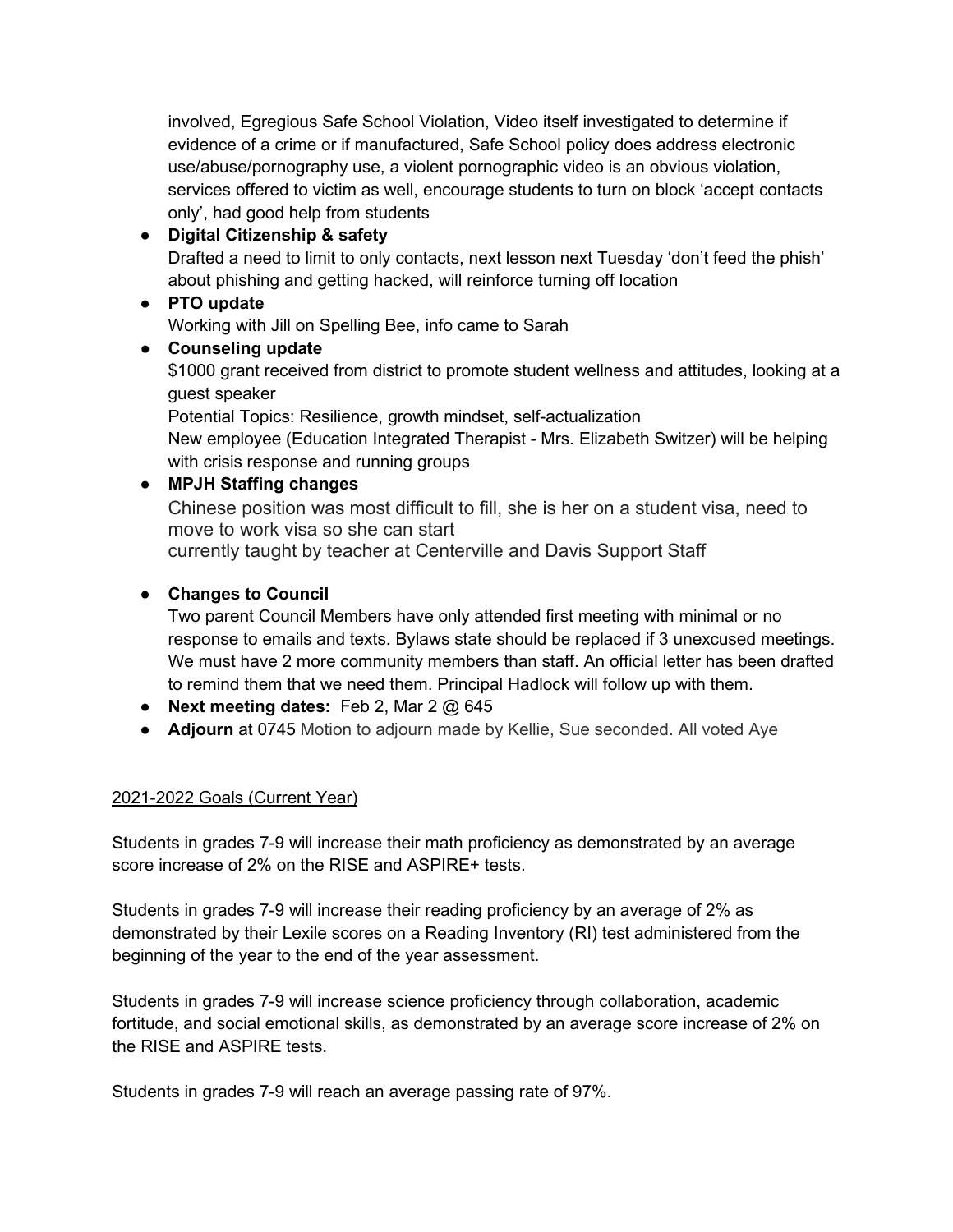involved, Egregious Safe School Violation, Video itself investigated to determine if evidence of a crime or if manufactured, Safe School policy does address electronic use/abuse/pornography use, a violent pornographic video is an obvious violation, services offered to victim as well, encourage students to turn on block 'accept contacts only', had good help from students

- **Digital Citizenship & safety**
  Drafted a need to limit to only contacts, next lesson next Tuesday 'don't feed the phish' about phishing and getting hacked, will reinforce turning off location
- **PTO update**
  Working with Jill on Spelling Bee, info came to Sarah
- **Counseling update**
  $1000 grant received from district to promote student wellness and attitudes, looking at a guest speaker
  Potential Topics: Resilience, growth mindset, self-actualization
  New employee (Education Integrated Therapist - Mrs. Elizabeth Switzer) will be helping with crisis response and running groups
- **MPJH Staffing changes**
  Chinese position was most difficult to fill, she is her on a student visa, need to move to work visa so she can start
  currently taught by teacher at Centerville and Davis Support Staff
- **Changes to Council**
  Two parent Council Members have only attended first meeting with minimal or no response to emails and texts. Bylaws state should be replaced if 3 unexcused meetings. We must have 2 more community members than staff. An official letter has been drafted to remind them that we need them. Principal Hadlock will follow up with them.
- **Next meeting dates:** Feb 2, Mar 2 @ 645
- **Adjourn** at 0745 Motion to adjourn made by Kellie, Sue seconded. All voted Aye

<u>2021-2022 Goals (Current Year)</u>

Students in grades 7-9 will increase their math proficiency as demonstrated by an average score increase of 2% on the RISE and ASPIRE+ tests.

Students in grades 7-9 will increase their reading proficiency by an average of 2% as demonstrated by their Lexile scores on a Reading Inventory (RI) test administered from the beginning of the year to the end of the year assessment.

Students in grades 7-9 will increase science proficiency through collaboration, academic fortitude, and social emotional skills, as demonstrated by an average score increase of 2% on the RISE and ASPIRE tests.

Students in grades 7-9 will reach an average passing rate of 97%.